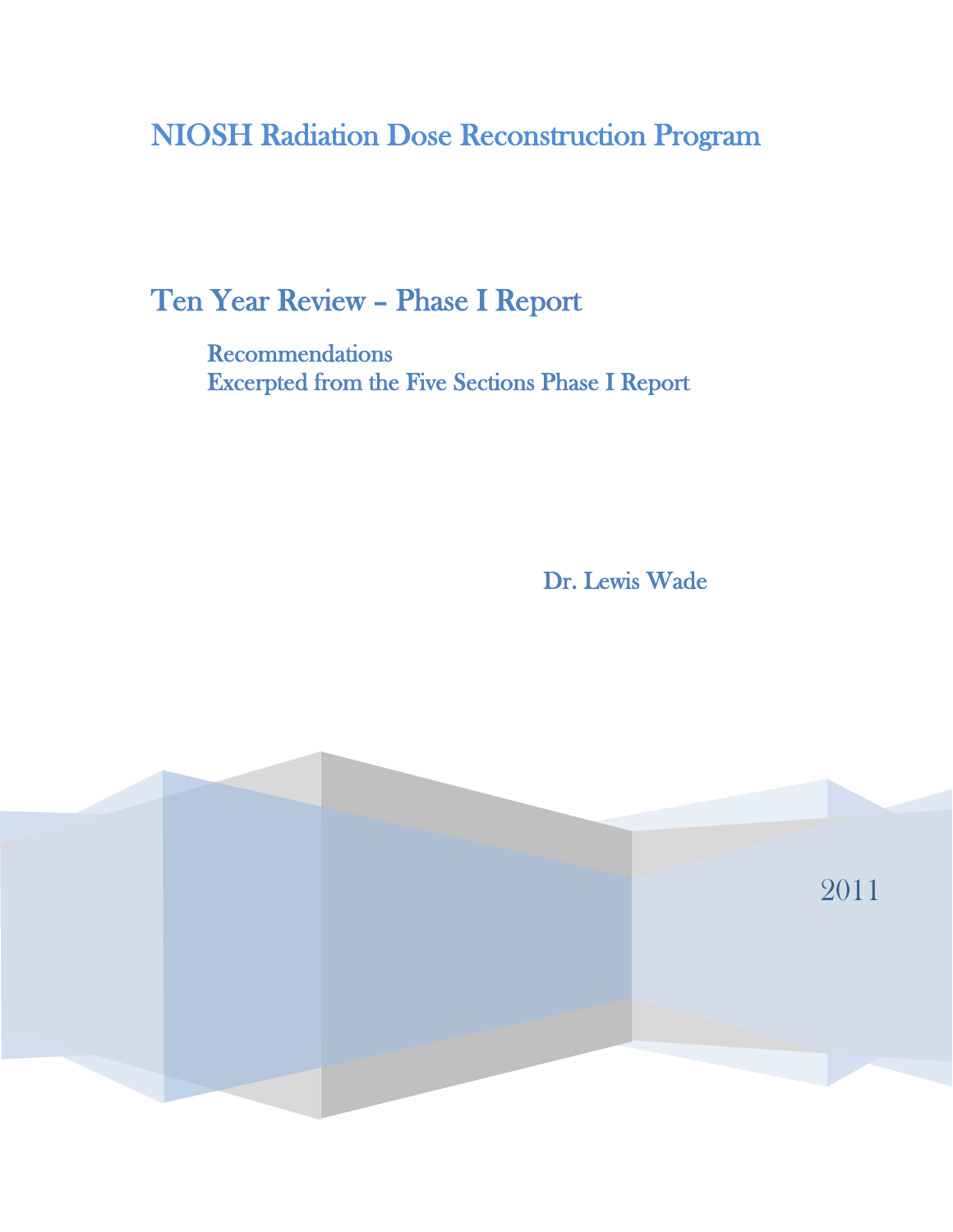# NIOSH Radiation Dose Reconstruction Program

## Ten Year Review – Phase I Report

Recommendations
Excerpted from the Five Sections Phase I Report

Dr. Lewis Wade

2011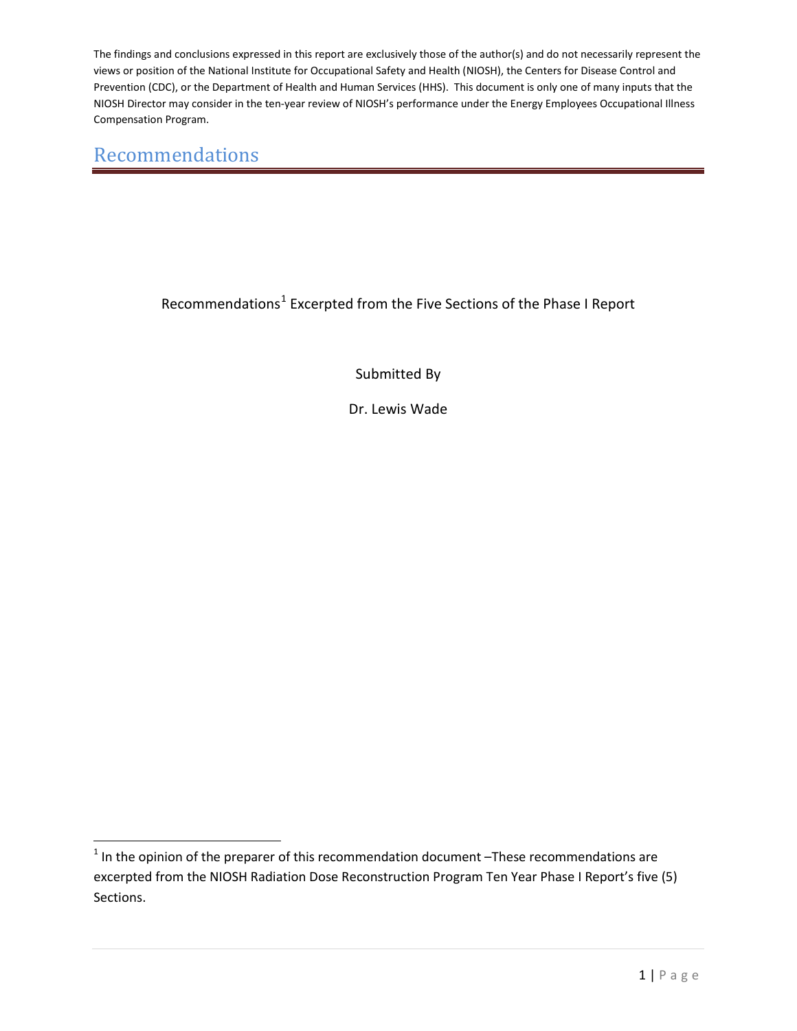The findings and conclusions expressed in this report are exclusively those of the author(s) and do not necessarily represent the views or position of the National Institute for Occupational Safety and Health (NIOSH), the Centers for Disease Control and Prevention (CDC), or the Department of Health and Human Services (HHS). This document is only one of many inputs that the NIOSH Director may consider in the ten-year review of NIOSH's performance under the Energy Employees Occupational Illness Compensation Program.

# Recommendations

Recommendations[1] Excerpted from the Five Sections of the Phase I Report

Submitted By

Dr. Lewis Wade

[1] In the opinion of the preparer of this recommendation document –These recommendations are excerpted from the NIOSH Radiation Dose Reconstruction Program Ten Year Phase I Report's five (5) Sections.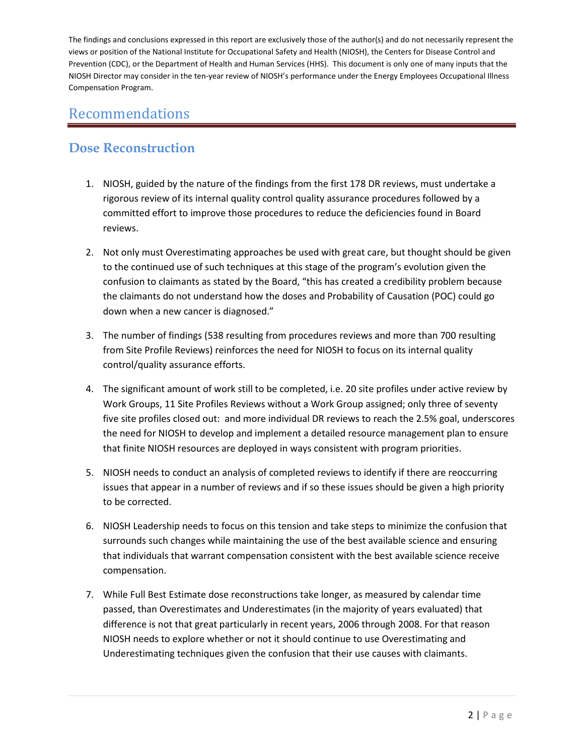The findings and conclusions expressed in this report are exclusively those of the author(s) and do not necessarily represent the views or position of the National Institute for Occupational Safety and Health (NIOSH), the Centers for Disease Control and Prevention (CDC), or the Department of Health and Human Services (HHS). This document is only one of many inputs that the NIOSH Director may consider in the ten-year review of NIOSH's performance under the Energy Employees Occupational Illness Compensation Program.

# Recommendations

## Dose Reconstruction

1. NIOSH, guided by the nature of the findings from the first 178 DR reviews, must undertake a rigorous review of its internal quality control quality assurance procedures followed by a committed effort to improve those procedures to reduce the deficiencies found in Board reviews.

2. Not only must Overestimating approaches be used with great care, but thought should be given to the continued use of such techniques at this stage of the program's evolution given the confusion to claimants as stated by the Board, "this has created a credibility problem because the claimants do not understand how the doses and Probability of Causation (POC) could go down when a new cancer is diagnosed."

3. The number of findings (538 resulting from procedures reviews and more than 700 resulting from Site Profile Reviews) reinforces the need for NIOSH to focus on its internal quality control/quality assurance efforts.

4. The significant amount of work still to be completed, i.e. 20 site profiles under active review by Work Groups, 11 Site Profiles Reviews without a Work Group assigned; only three of seventy five site profiles closed out: and more individual DR reviews to reach the 2.5% goal, underscores the need for NIOSH to develop and implement a detailed resource management plan to ensure that finite NIOSH resources are deployed in ways consistent with program priorities.

5. NIOSH needs to conduct an analysis of completed reviews to identify if there are reoccurring issues that appear in a number of reviews and if so these issues should be given a high priority to be corrected.

6. NIOSH Leadership needs to focus on this tension and take steps to minimize the confusion that surrounds such changes while maintaining the use of the best available science and ensuring that individuals that warrant compensation consistent with the best available science receive compensation.

7. While Full Best Estimate dose reconstructions take longer, as measured by calendar time passed, than Overestimates and Underestimates (in the majority of years evaluated) that difference is not that great particularly in recent years, 2006 through 2008. For that reason NIOSH needs to explore whether or not it should continue to use Overestimating and Underestimating techniques given the confusion that their use causes with claimants.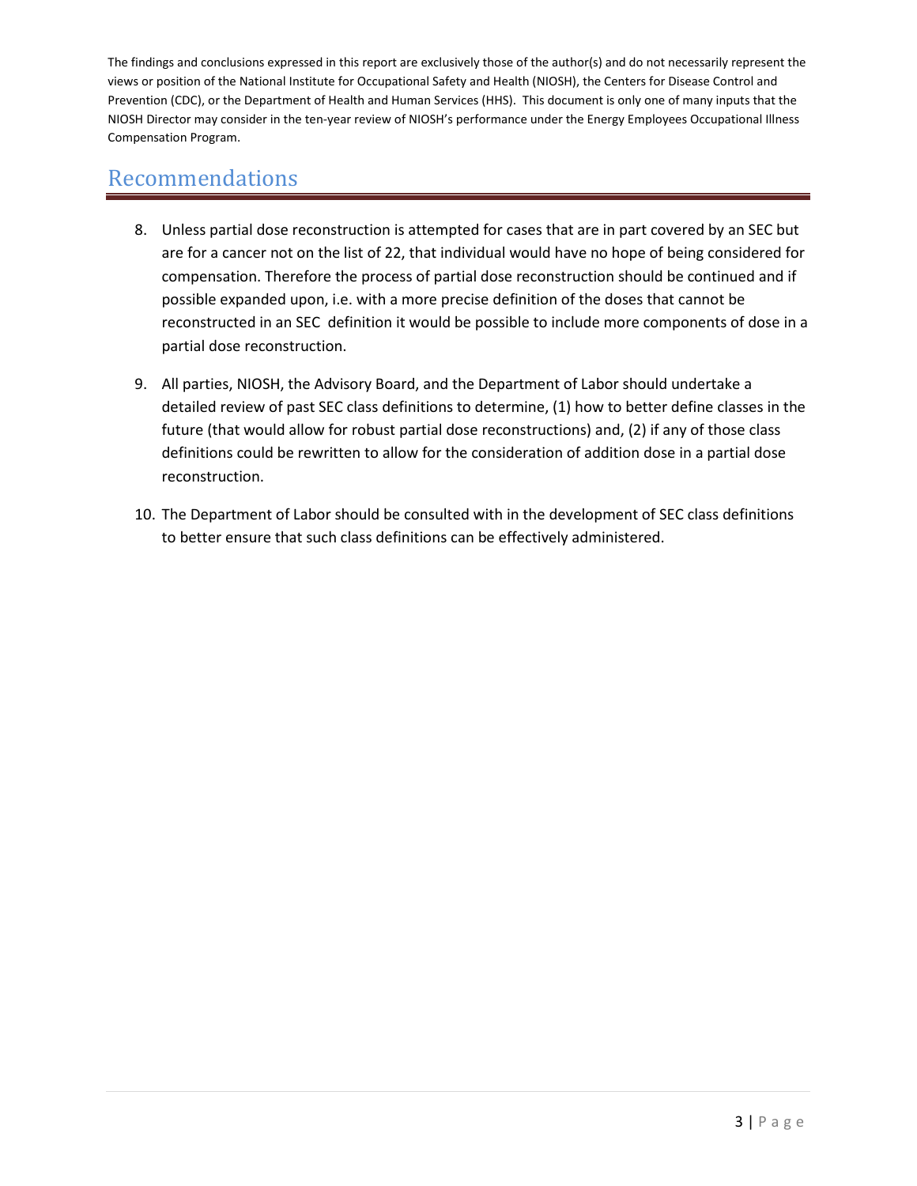The findings and conclusions expressed in this report are exclusively those of the author(s) and do not necessarily represent the views or position of the National Institute for Occupational Safety and Health (NIOSH), the Centers for Disease Control and Prevention (CDC), or the Department of Health and Human Services (HHS). This document is only one of many inputs that the NIOSH Director may consider in the ten-year review of NIOSH's performance under the Energy Employees Occupational Illness Compensation Program.

## Recommendations

8. Unless partial dose reconstruction is attempted for cases that are in part covered by an SEC but are for a cancer not on the list of 22, that individual would have no hope of being considered for compensation. Therefore the process of partial dose reconstruction should be continued and if possible expanded upon, i.e. with a more precise definition of the doses that cannot be reconstructed in an SEC definition it would be possible to include more components of dose in a partial dose reconstruction.

9. All parties, NIOSH, the Advisory Board, and the Department of Labor should undertake a detailed review of past SEC class definitions to determine, (1) how to better define classes in the future (that would allow for robust partial dose reconstructions) and, (2) if any of those class definitions could be rewritten to allow for the consideration of addition dose in a partial dose reconstruction.

10. The Department of Labor should be consulted with in the development of SEC class definitions to better ensure that such class definitions can be effectively administered.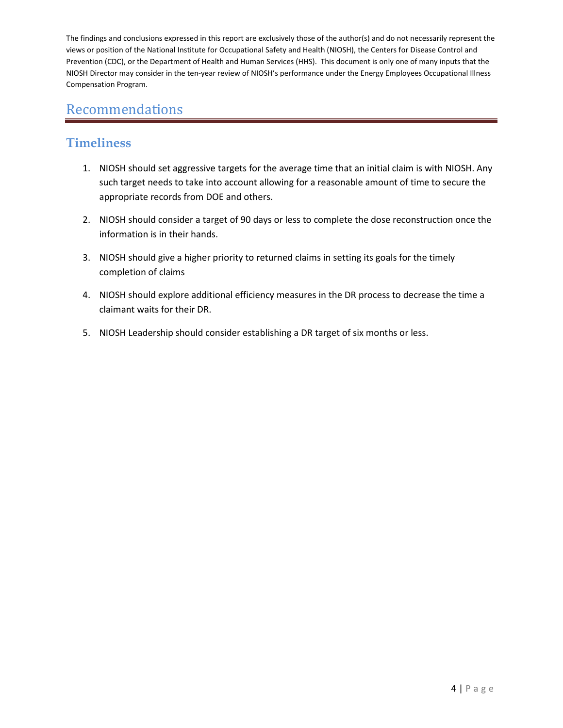The findings and conclusions expressed in this report are exclusively those of the author(s) and do not necessarily represent the views or position of the National Institute for Occupational Safety and Health (NIOSH), the Centers for Disease Control and Prevention (CDC), or the Department of Health and Human Services (HHS). This document is only one of many inputs that the NIOSH Director may consider in the ten-year review of NIOSH's performance under the Energy Employees Occupational Illness Compensation Program.

# Recommendations

## Timeliness

1. NIOSH should set aggressive targets for the average time that an initial claim is with NIOSH. Any such target needs to take into account allowing for a reasonable amount of time to secure the appropriate records from DOE and others.

2. NIOSH should consider a target of 90 days or less to complete the dose reconstruction once the information is in their hands.

3. NIOSH should give a higher priority to returned claims in setting its goals for the timely completion of claims

4. NIOSH should explore additional efficiency measures in the DR process to decrease the time a claimant waits for their DR.

5. NIOSH Leadership should consider establishing a DR target of six months or less.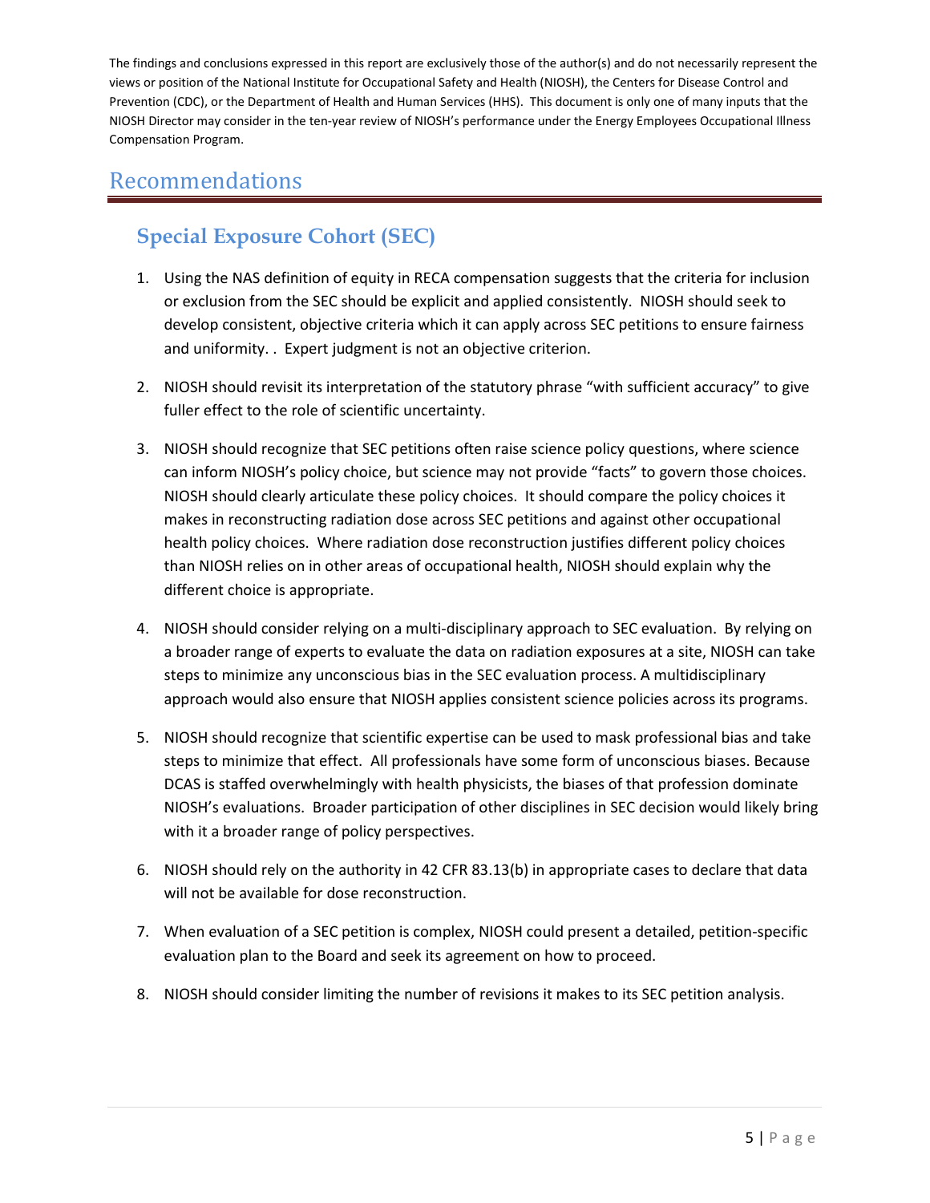The findings and conclusions expressed in this report are exclusively those of the author(s) and do not necessarily represent the views or position of the National Institute for Occupational Safety and Health (NIOSH), the Centers for Disease Control and Prevention (CDC), or the Department of Health and Human Services (HHS). This document is only one of many inputs that the NIOSH Director may consider in the ten-year review of NIOSH's performance under the Energy Employees Occupational Illness Compensation Program.

# Recommendations

## Special Exposure Cohort (SEC)

1. Using the NAS definition of equity in RECA compensation suggests that the criteria for inclusion or exclusion from the SEC should be explicit and applied consistently. NIOSH should seek to develop consistent, objective criteria which it can apply across SEC petitions to ensure fairness and uniformity. . Expert judgment is not an objective criterion.

2. NIOSH should revisit its interpretation of the statutory phrase "with sufficient accuracy" to give fuller effect to the role of scientific uncertainty.

3. NIOSH should recognize that SEC petitions often raise science policy questions, where science can inform NIOSH's policy choice, but science may not provide "facts" to govern those choices. NIOSH should clearly articulate these policy choices. It should compare the policy choices it makes in reconstructing radiation dose across SEC petitions and against other occupational health policy choices. Where radiation dose reconstruction justifies different policy choices than NIOSH relies on in other areas of occupational health, NIOSH should explain why the different choice is appropriate.

4. NIOSH should consider relying on a multi-disciplinary approach to SEC evaluation. By relying on a broader range of experts to evaluate the data on radiation exposures at a site, NIOSH can take steps to minimize any unconscious bias in the SEC evaluation process. A multidisciplinary approach would also ensure that NIOSH applies consistent science policies across its programs.

5. NIOSH should recognize that scientific expertise can be used to mask professional bias and take steps to minimize that effect. All professionals have some form of unconscious biases. Because DCAS is staffed overwhelmingly with health physicists, the biases of that profession dominate NIOSH's evaluations. Broader participation of other disciplines in SEC decision would likely bring with it a broader range of policy perspectives.

6. NIOSH should rely on the authority in 42 CFR 83.13(b) in appropriate cases to declare that data will not be available for dose reconstruction.

7. When evaluation of a SEC petition is complex, NIOSH could present a detailed, petition-specific evaluation plan to the Board and seek its agreement on how to proceed.

8. NIOSH should consider limiting the number of revisions it makes to its SEC petition analysis.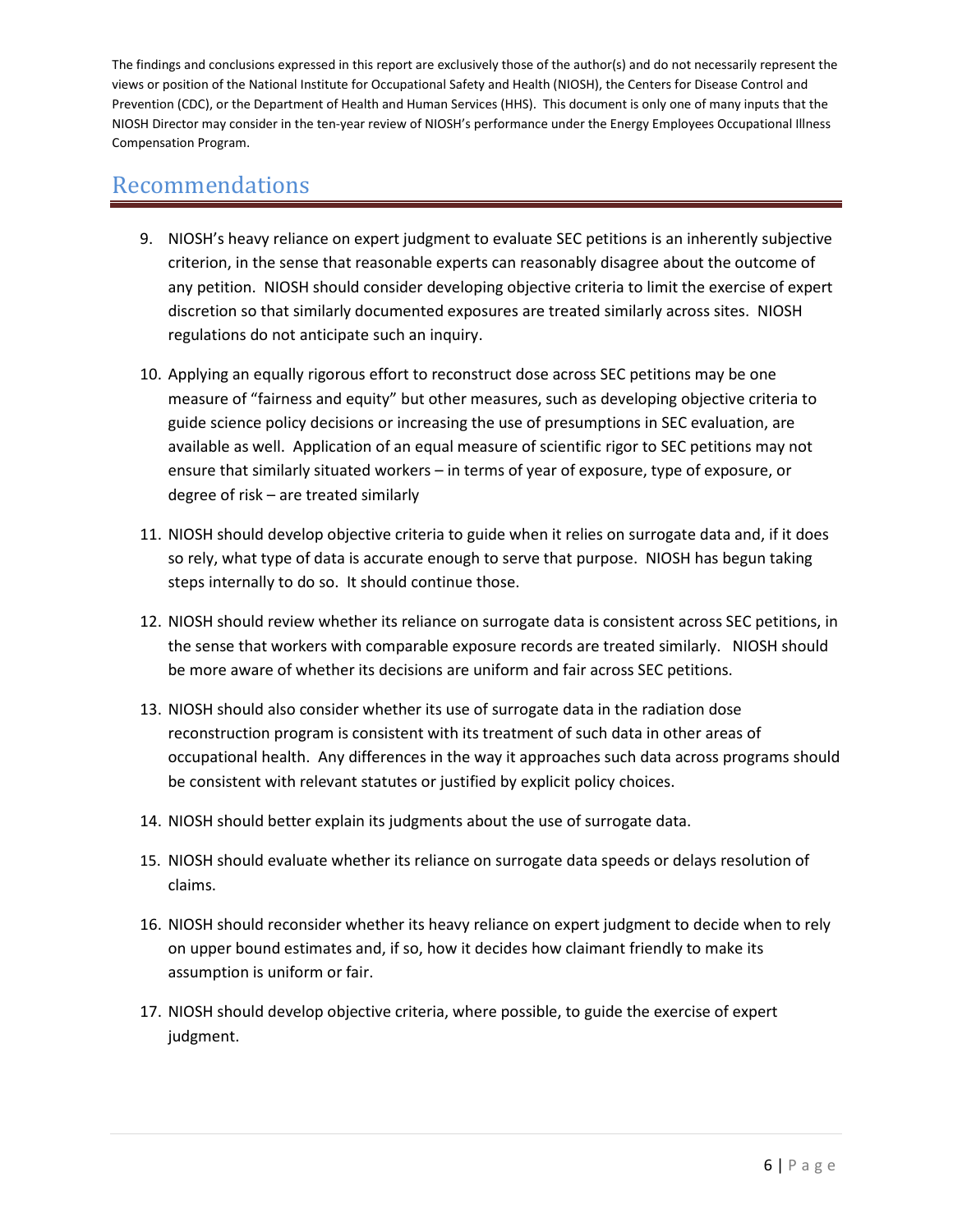The findings and conclusions expressed in this report are exclusively those of the author(s) and do not necessarily represent the views or position of the National Institute for Occupational Safety and Health (NIOSH), the Centers for Disease Control and Prevention (CDC), or the Department of Health and Human Services (HHS). This document is only one of many inputs that the NIOSH Director may consider in the ten-year review of NIOSH's performance under the Energy Employees Occupational Illness Compensation Program.

## Recommendations

9. NIOSH's heavy reliance on expert judgment to evaluate SEC petitions is an inherently subjective criterion, in the sense that reasonable experts can reasonably disagree about the outcome of any petition. NIOSH should consider developing objective criteria to limit the exercise of expert discretion so that similarly documented exposures are treated similarly across sites. NIOSH regulations do not anticipate such an inquiry.
10. Applying an equally rigorous effort to reconstruct dose across SEC petitions may be one measure of "fairness and equity" but other measures, such as developing objective criteria to guide science policy decisions or increasing the use of presumptions in SEC evaluation, are available as well. Application of an equal measure of scientific rigor to SEC petitions may not ensure that similarly situated workers – in terms of year of exposure, type of exposure, or degree of risk – are treated similarly
11. NIOSH should develop objective criteria to guide when it relies on surrogate data and, if it does so rely, what type of data is accurate enough to serve that purpose. NIOSH has begun taking steps internally to do so. It should continue those.
12. NIOSH should review whether its reliance on surrogate data is consistent across SEC petitions, in the sense that workers with comparable exposure records are treated similarly. NIOSH should be more aware of whether its decisions are uniform and fair across SEC petitions.
13. NIOSH should also consider whether its use of surrogate data in the radiation dose reconstruction program is consistent with its treatment of such data in other areas of occupational health. Any differences in the way it approaches such data across programs should be consistent with relevant statutes or justified by explicit policy choices.
14. NIOSH should better explain its judgments about the use of surrogate data.
15. NIOSH should evaluate whether its reliance on surrogate data speeds or delays resolution of claims.
16. NIOSH should reconsider whether its heavy reliance on expert judgment to decide when to rely on upper bound estimates and, if so, how it decides how claimant friendly to make its assumption is uniform or fair.
17. NIOSH should develop objective criteria, where possible, to guide the exercise of expert judgment.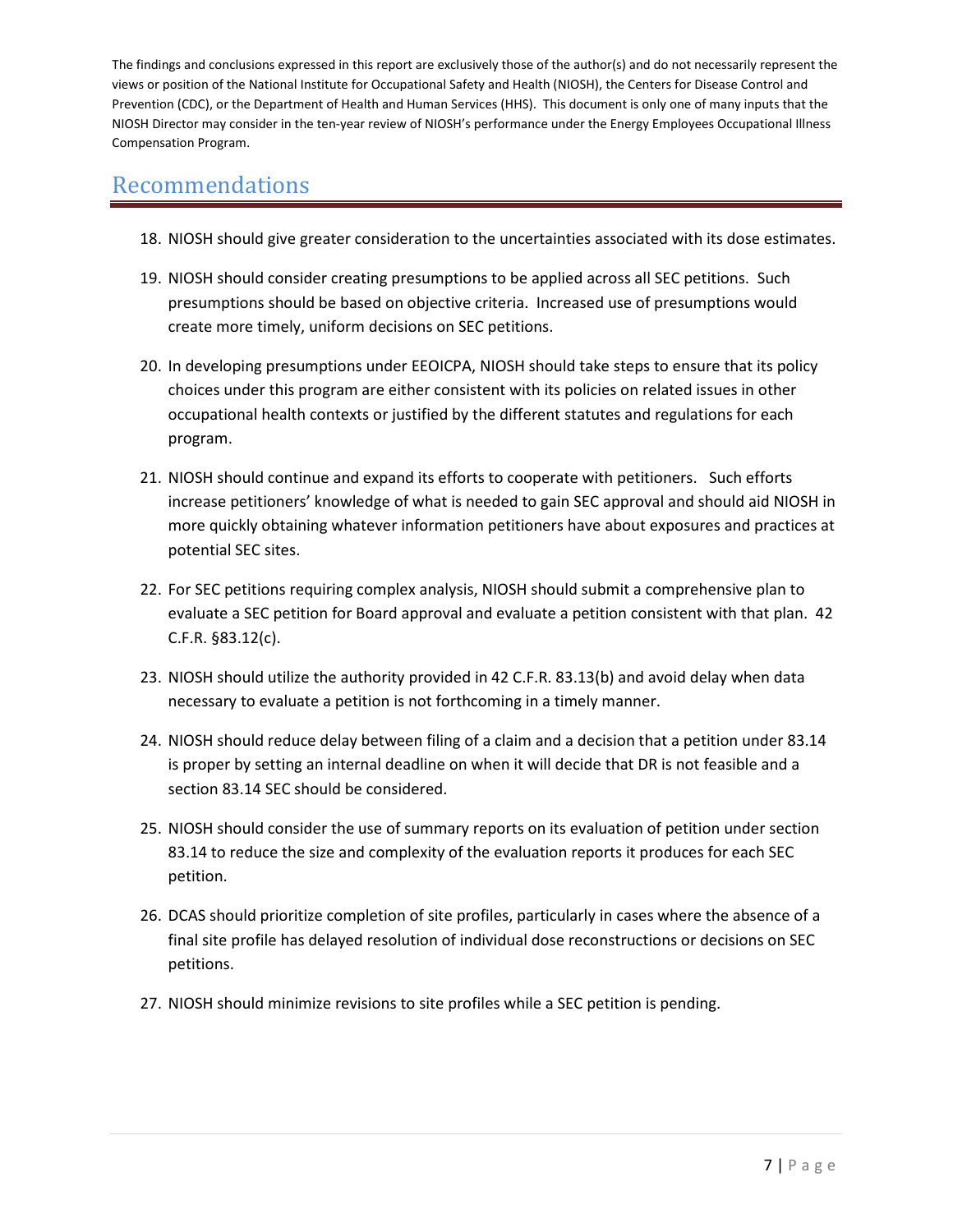The findings and conclusions expressed in this report are exclusively those of the author(s) and do not necessarily represent the views or position of the National Institute for Occupational Safety and Health (NIOSH), the Centers for Disease Control and Prevention (CDC), or the Department of Health and Human Services (HHS). This document is only one of many inputs that the NIOSH Director may consider in the ten-year review of NIOSH's performance under the Energy Employees Occupational Illness Compensation Program.

## Recommendations

18. NIOSH should give greater consideration to the uncertainties associated with its dose estimates.
19. NIOSH should consider creating presumptions to be applied across all SEC petitions. Such presumptions should be based on objective criteria. Increased use of presumptions would create more timely, uniform decisions on SEC petitions.
20. In developing presumptions under EEOICPA, NIOSH should take steps to ensure that its policy choices under this program are either consistent with its policies on related issues in other occupational health contexts or justified by the different statutes and regulations for each program.
21. NIOSH should continue and expand its efforts to cooperate with petitioners. Such efforts increase petitioners' knowledge of what is needed to gain SEC approval and should aid NIOSH in more quickly obtaining whatever information petitioners have about exposures and practices at potential SEC sites.
22. For SEC petitions requiring complex analysis, NIOSH should submit a comprehensive plan to evaluate a SEC petition for Board approval and evaluate a petition consistent with that plan. 42 C.F.R. §83.12(c).
23. NIOSH should utilize the authority provided in 42 C.F.R. 83.13(b) and avoid delay when data necessary to evaluate a petition is not forthcoming in a timely manner.
24. NIOSH should reduce delay between filing of a claim and a decision that a petition under 83.14 is proper by setting an internal deadline on when it will decide that DR is not feasible and a section 83.14 SEC should be considered.
25. NIOSH should consider the use of summary reports on its evaluation of petition under section 83.14 to reduce the size and complexity of the evaluation reports it produces for each SEC petition.
26. DCAS should prioritize completion of site profiles, particularly in cases where the absence of a final site profile has delayed resolution of individual dose reconstructions or decisions on SEC petitions.
27. NIOSH should minimize revisions to site profiles while a SEC petition is pending.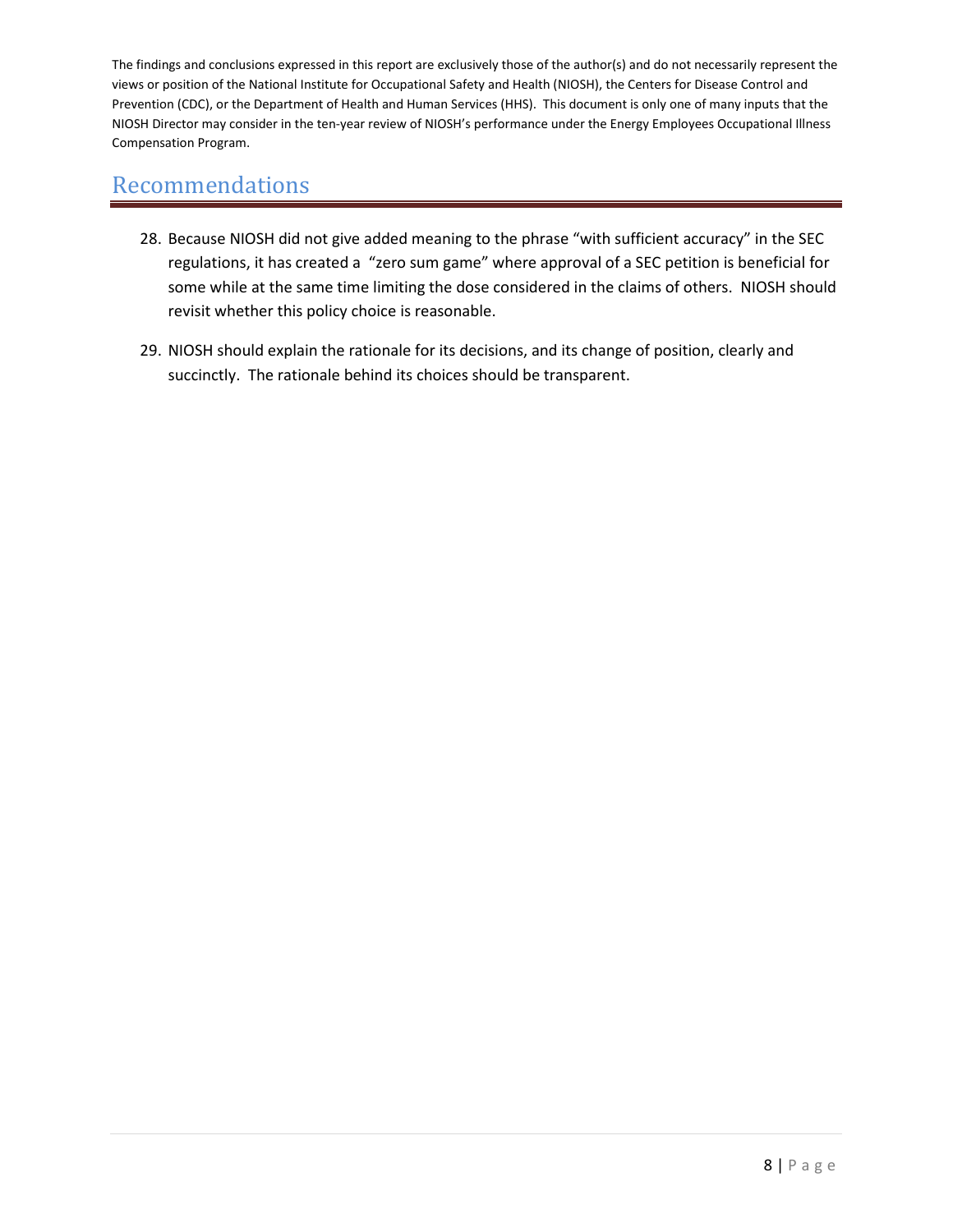The findings and conclusions expressed in this report are exclusively those of the author(s) and do not necessarily represent the views or position of the National Institute for Occupational Safety and Health (NIOSH), the Centers for Disease Control and Prevention (CDC), or the Department of Health and Human Services (HHS). This document is only one of many inputs that the NIOSH Director may consider in the ten-year review of NIOSH's performance under the Energy Employees Occupational Illness Compensation Program.

# Recommendations

28. Because NIOSH did not give added meaning to the phrase "with sufficient accuracy" in the SEC regulations, it has created a "zero sum game" where approval of a SEC petition is beneficial for some while at the same time limiting the dose considered in the claims of others. NIOSH should revisit whether this policy choice is reasonable.

29. NIOSH should explain the rationale for its decisions, and its change of position, clearly and succinctly. The rationale behind its choices should be transparent.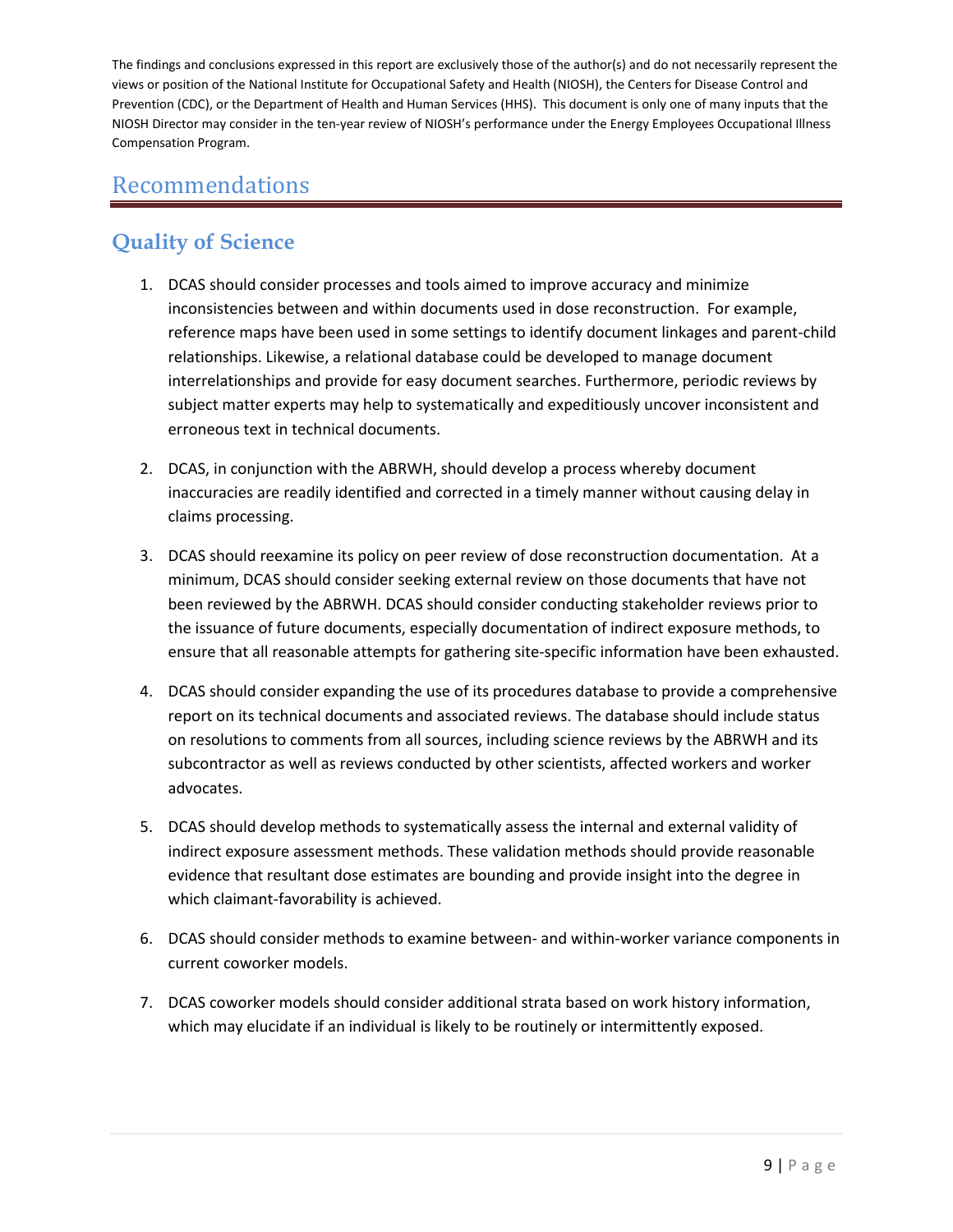The findings and conclusions expressed in this report are exclusively those of the author(s) and do not necessarily represent the views or position of the National Institute for Occupational Safety and Health (NIOSH), the Centers for Disease Control and Prevention (CDC), or the Department of Health and Human Services (HHS). This document is only one of many inputs that the NIOSH Director may consider in the ten-year review of NIOSH's performance under the Energy Employees Occupational Illness Compensation Program.

# Recommendations

## Quality of Science

1. DCAS should consider processes and tools aimed to improve accuracy and minimize inconsistencies between and within documents used in dose reconstruction. For example, reference maps have been used in some settings to identify document linkages and parent-child relationships. Likewise, a relational database could be developed to manage document interrelationships and provide for easy document searches. Furthermore, periodic reviews by subject matter experts may help to systematically and expeditiously uncover inconsistent and erroneous text in technical documents.

2. DCAS, in conjunction with the ABRWH, should develop a process whereby document inaccuracies are readily identified and corrected in a timely manner without causing delay in claims processing.

3. DCAS should reexamine its policy on peer review of dose reconstruction documentation. At a minimum, DCAS should consider seeking external review on those documents that have not been reviewed by the ABRWH. DCAS should consider conducting stakeholder reviews prior to the issuance of future documents, especially documentation of indirect exposure methods, to ensure that all reasonable attempts for gathering site-specific information have been exhausted.

4. DCAS should consider expanding the use of its procedures database to provide a comprehensive report on its technical documents and associated reviews. The database should include status on resolutions to comments from all sources, including science reviews by the ABRWH and its subcontractor as well as reviews conducted by other scientists, affected workers and worker advocates.

5. DCAS should develop methods to systematically assess the internal and external validity of indirect exposure assessment methods. These validation methods should provide reasonable evidence that resultant dose estimates are bounding and provide insight into the degree in which claimant-favorability is achieved.

6. DCAS should consider methods to examine between- and within-worker variance components in current coworker models.

7. DCAS coworker models should consider additional strata based on work history information, which may elucidate if an individual is likely to be routinely or intermittently exposed.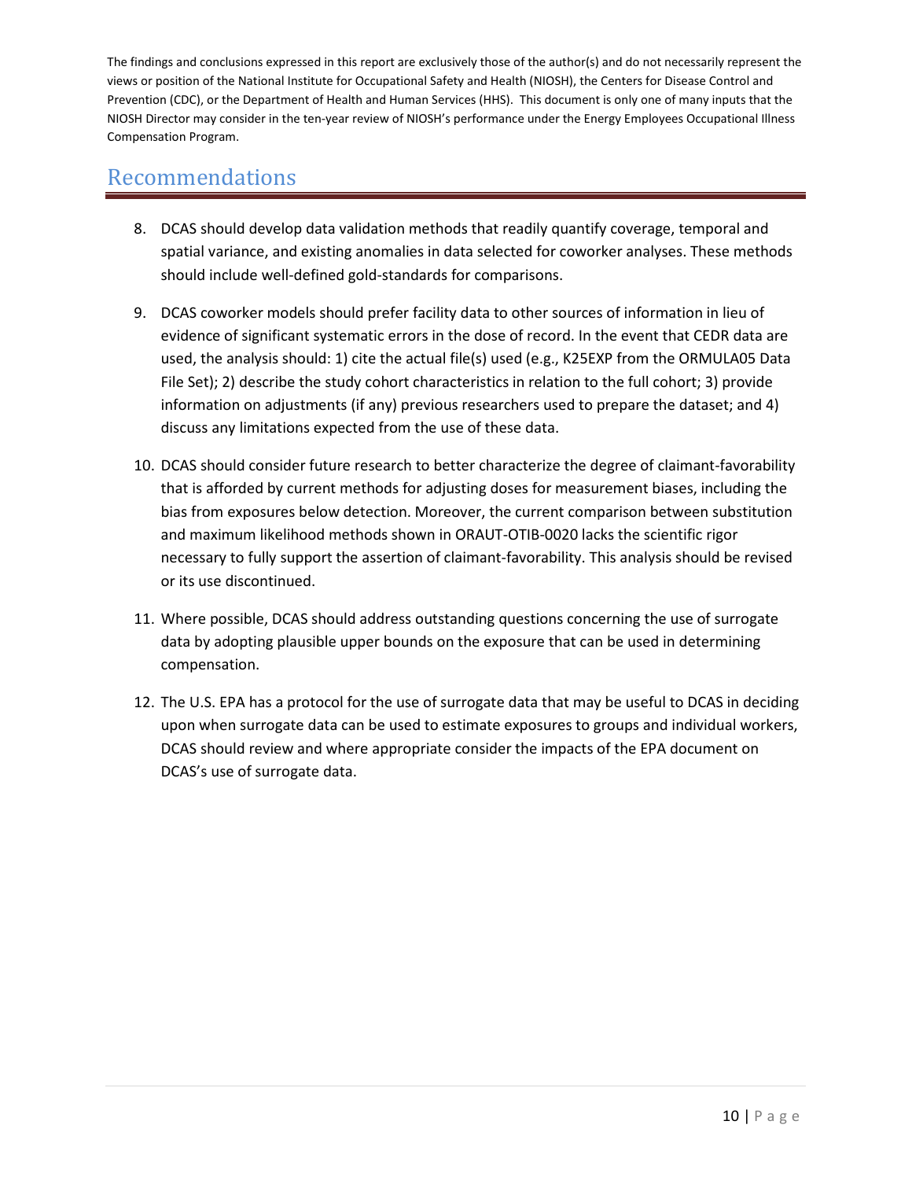The findings and conclusions expressed in this report are exclusively those of the author(s) and do not necessarily represent the views or position of the National Institute for Occupational Safety and Health (NIOSH), the Centers for Disease Control and Prevention (CDC), or the Department of Health and Human Services (HHS). This document is only one of many inputs that the NIOSH Director may consider in the ten-year review of NIOSH's performance under the Energy Employees Occupational Illness Compensation Program.

## Recommendations

8. DCAS should develop data validation methods that readily quantify coverage, temporal and spatial variance, and existing anomalies in data selected for coworker analyses. These methods should include well-defined gold-standards for comparisons.

9. DCAS coworker models should prefer facility data to other sources of information in lieu of evidence of significant systematic errors in the dose of record. In the event that CEDR data are used, the analysis should: 1) cite the actual file(s) used (e.g., K25EXP from the ORMULA05 Data File Set); 2) describe the study cohort characteristics in relation to the full cohort; 3) provide information on adjustments (if any) previous researchers used to prepare the dataset; and 4) discuss any limitations expected from the use of these data.

10. DCAS should consider future research to better characterize the degree of claimant-favorability that is afforded by current methods for adjusting doses for measurement biases, including the bias from exposures below detection. Moreover, the current comparison between substitution and maximum likelihood methods shown in ORAUT-OTIB-0020 lacks the scientific rigor necessary to fully support the assertion of claimant-favorability. This analysis should be revised or its use discontinued.

11. Where possible, DCAS should address outstanding questions concerning the use of surrogate data by adopting plausible upper bounds on the exposure that can be used in determining compensation.

12. The U.S. EPA has a protocol for the use of surrogate data that may be useful to DCAS in deciding upon when surrogate data can be used to estimate exposures to groups and individual workers, DCAS should review and where appropriate consider the impacts of the EPA document on DCAS's use of surrogate data.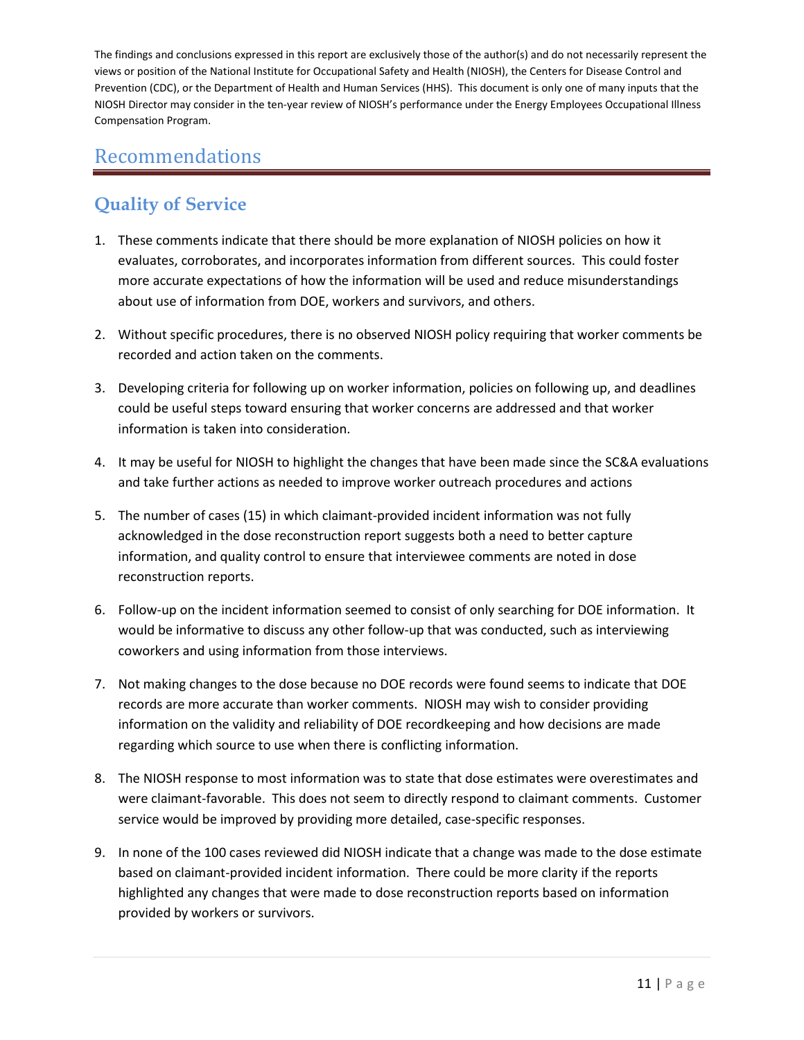The findings and conclusions expressed in this report are exclusively those of the author(s) and do not necessarily represent the views or position of the National Institute for Occupational Safety and Health (NIOSH), the Centers for Disease Control and Prevention (CDC), or the Department of Health and Human Services (HHS). This document is only one of many inputs that the NIOSH Director may consider in the ten-year review of NIOSH's performance under the Energy Employees Occupational Illness Compensation Program.

# Recommendations

## Quality of Service

1. These comments indicate that there should be more explanation of NIOSH policies on how it evaluates, corroborates, and incorporates information from different sources. This could foster more accurate expectations of how the information will be used and reduce misunderstandings about use of information from DOE, workers and survivors, and others.

2. Without specific procedures, there is no observed NIOSH policy requiring that worker comments be recorded and action taken on the comments.

3. Developing criteria for following up on worker information, policies on following up, and deadlines could be useful steps toward ensuring that worker concerns are addressed and that worker information is taken into consideration.

4. It may be useful for NIOSH to highlight the changes that have been made since the SC&A evaluations and take further actions as needed to improve worker outreach procedures and actions

5. The number of cases (15) in which claimant-provided incident information was not fully acknowledged in the dose reconstruction report suggests both a need to better capture information, and quality control to ensure that interviewee comments are noted in dose reconstruction reports.

6. Follow-up on the incident information seemed to consist of only searching for DOE information. It would be informative to discuss any other follow-up that was conducted, such as interviewing coworkers and using information from those interviews.

7. Not making changes to the dose because no DOE records were found seems to indicate that DOE records are more accurate than worker comments. NIOSH may wish to consider providing information on the validity and reliability of DOE recordkeeping and how decisions are made regarding which source to use when there is conflicting information.

8. The NIOSH response to most information was to state that dose estimates were overestimates and were claimant-favorable. This does not seem to directly respond to claimant comments. Customer service would be improved by providing more detailed, case-specific responses.

9. In none of the 100 cases reviewed did NIOSH indicate that a change was made to the dose estimate based on claimant-provided incident information. There could be more clarity if the reports highlighted any changes that were made to dose reconstruction reports based on information provided by workers or survivors.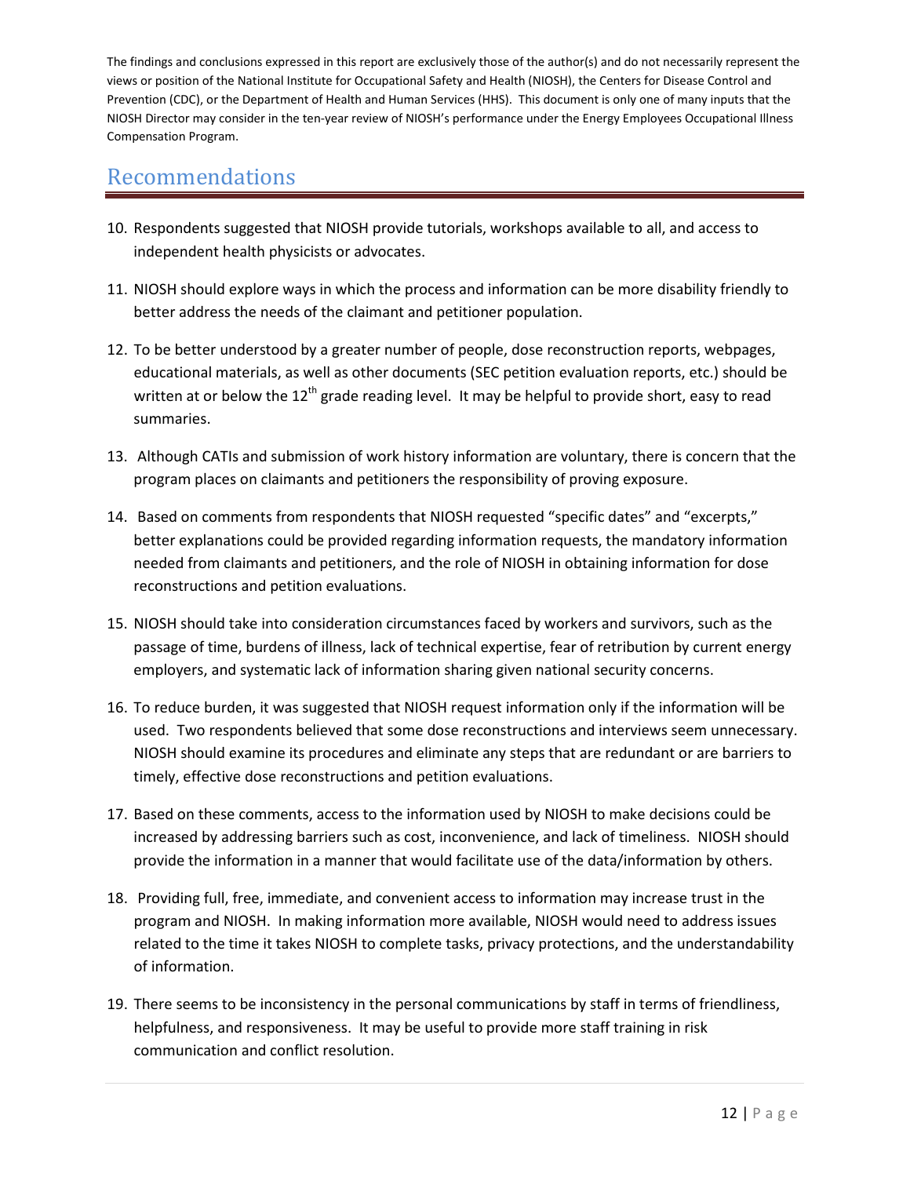The findings and conclusions expressed in this report are exclusively those of the author(s) and do not necessarily represent the views or position of the National Institute for Occupational Safety and Health (NIOSH), the Centers for Disease Control and Prevention (CDC), or the Department of Health and Human Services (HHS). This document is only one of many inputs that the NIOSH Director may consider in the ten-year review of NIOSH's performance under the Energy Employees Occupational Illness Compensation Program.

# Recommendations

10. Respondents suggested that NIOSH provide tutorials, workshops available to all, and access to independent health physicists or advocates.

11. NIOSH should explore ways in which the process and information can be more disability friendly to better address the needs of the claimant and petitioner population.

12. To be better understood by a greater number of people, dose reconstruction reports, webpages, educational materials, as well as other documents (SEC petition evaluation reports, etc.) should be written at or below the 12th grade reading level. It may be helpful to provide short, easy to read summaries.

13. Although CATIs and submission of work history information are voluntary, there is concern that the program places on claimants and petitioners the responsibility of proving exposure.

14. Based on comments from respondents that NIOSH requested "specific dates" and "excerpts," better explanations could be provided regarding information requests, the mandatory information needed from claimants and petitioners, and the role of NIOSH in obtaining information for dose reconstructions and petition evaluations.

15. NIOSH should take into consideration circumstances faced by workers and survivors, such as the passage of time, burdens of illness, lack of technical expertise, fear of retribution by current energy employers, and systematic lack of information sharing given national security concerns.

16. To reduce burden, it was suggested that NIOSH request information only if the information will be used. Two respondents believed that some dose reconstructions and interviews seem unnecessary. NIOSH should examine its procedures and eliminate any steps that are redundant or are barriers to timely, effective dose reconstructions and petition evaluations.

17. Based on these comments, access to the information used by NIOSH to make decisions could be increased by addressing barriers such as cost, inconvenience, and lack of timeliness. NIOSH should provide the information in a manner that would facilitate use of the data/information by others.

18. Providing full, free, immediate, and convenient access to information may increase trust in the program and NIOSH. In making information more available, NIOSH would need to address issues related to the time it takes NIOSH to complete tasks, privacy protections, and the understandability of information.

19. There seems to be inconsistency in the personal communications by staff in terms of friendliness, helpfulness, and responsiveness. It may be useful to provide more staff training in risk communication and conflict resolution.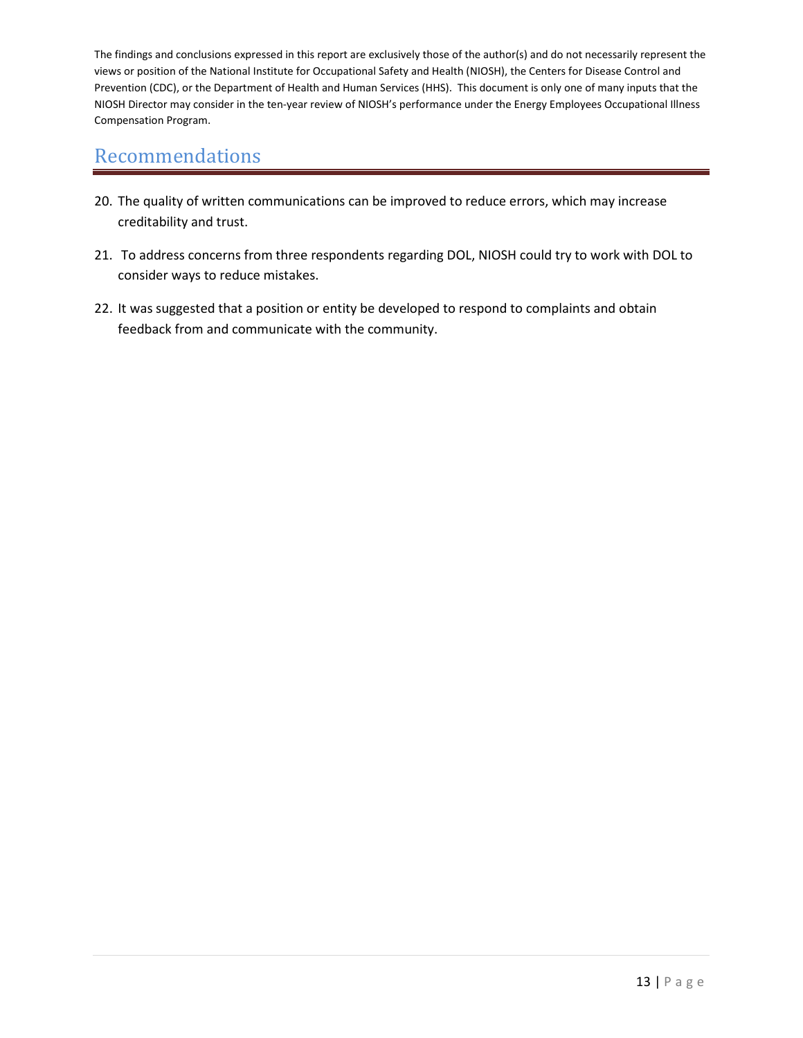The findings and conclusions expressed in this report are exclusively those of the author(s) and do not necessarily represent the views or position of the National Institute for Occupational Safety and Health (NIOSH), the Centers for Disease Control and Prevention (CDC), or the Department of Health and Human Services (HHS). This document is only one of many inputs that the NIOSH Director may consider in the ten-year review of NIOSH's performance under the Energy Employees Occupational Illness Compensation Program.

# Recommendations

20. The quality of written communications can be improved to reduce errors, which may increase creditability and trust.
21. To address concerns from three respondents regarding DOL, NIOSH could try to work with DOL to consider ways to reduce mistakes.
22. It was suggested that a position or entity be developed to respond to complaints and obtain feedback from and communicate with the community.